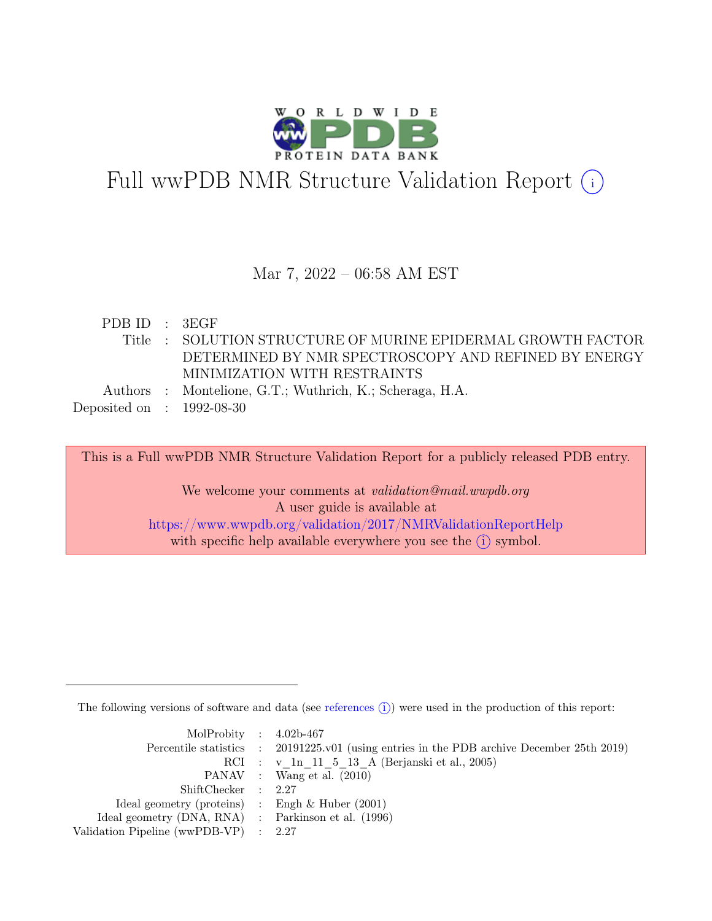# Full wwPDB NMR Structure Validation Report

Mar 7, 2022 – 06:58 AM EST

| | | |
|---|---|---|
| PDB ID | : | 3EGF |
| Title | : | SOLUTION STRUCTURE OF MURINE EPIDERMAL GROWTH FACTOR DETERMINED BY NMR SPECTROSCOPY AND REFINED BY ENERGY MINIMIZATION WITH RESTRAINTS |
| Authors | : | Montelione, G.T.; Wuthrich, K.; Scheraga, H.A. |
| Deposited on | : | 1992-08-30 |

This is a Full wwPDB NMR Structure Validation Report for a publicly released PDB entry.

We welcome your comments at *validation@mail.wwpdb.org*
A user guide is available at
https://www.wwpdb.org/validation/2017/NMRValidationReportHelp
with specific help available everywhere you see the (i) symbol.

The following versions of software and data (see references (i)) were used in the production of this report:

| | | |
|---|---|---|
| MolProbity | : | 4.02b-467 |
| Percentile statistics | : | 20191225.v01 (using entries in the PDB archive December 25th 2019) |
| RCI | : | v_1n_11_5_13_A (Berjanski et al., 2005) |
| PANAV | : | Wang et al. (2010) |
| ShiftChecker | : | 2.27 |
| Ideal geometry (proteins) | : | Engh & Huber (2001) |
| Ideal geometry (DNA, RNA) | : | Parkinson et al. (1996) |
| Validation Pipeline (wwPDB-VP) | : | 2.27 |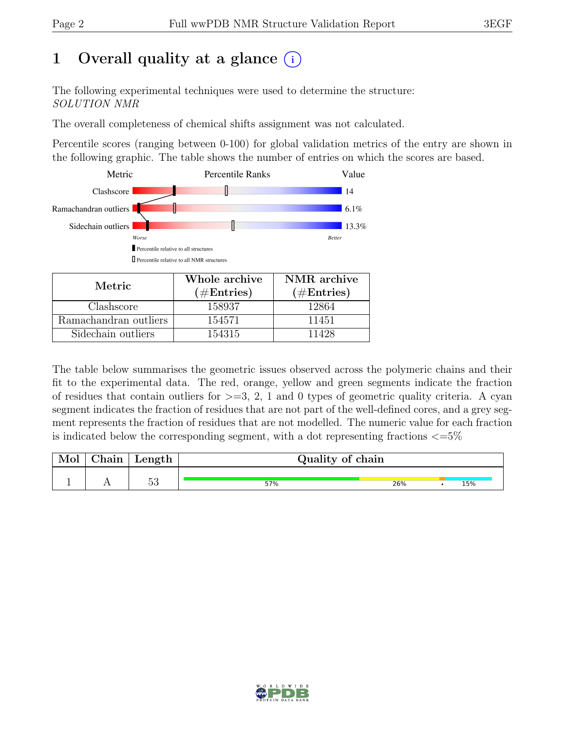# 1 Overall quality at a glance

The following experimental techniques were used to determine the structure:
*SOLUTION NMR*

The overall completeness of chemical shifts assignment was not calculated.

Percentile scores (ranging between 0-100) for global validation metrics of the entry are shown in the following graphic. The table shows the number of entries on which the scores are based.

| Metric | Value |
|---|---|
| Clashscore | 14 |
| Ramachandran outliers | 6.1% |
| Sidechain outliers | 13.3% |

| Metric | Whole archive (#Entries) | NMR archive (#Entries) |
|---|---|---|
| Clashscore | 158937 | 12864 |
| Ramachandran outliers | 154571 | 11451 |
| Sidechain outliers | 154315 | 11428 |

The table below summarises the geometric issues observed across the polymeric chains and their fit to the experimental data. The red, orange, yellow and green segments indicate the fraction of residues that contain outliers for >=3, 2, 1 and 0 types of geometric quality criteria. A cyan segment indicates the fraction of residues that are not part of the well-defined cores, and a grey segment represents the fraction of residues that are not modelled. The numeric value for each fraction is indicated below the corresponding segment, with a dot representing fractions <=5%

| Mol | Chain | Length | Quality of chain |
|---|---|---|---|
| 1 | A | 53 | 57% · 26% · • · 15% |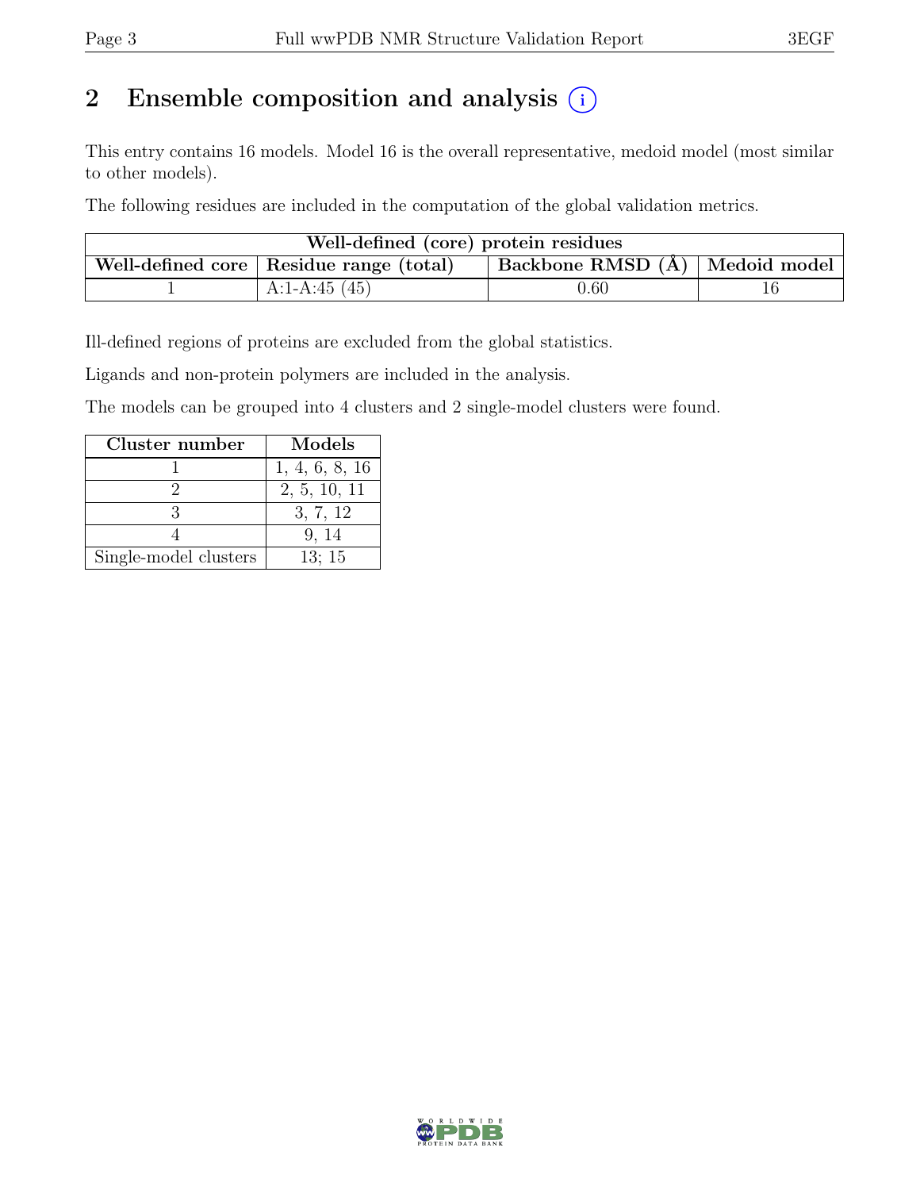# 2 Ensemble composition and analysis

This entry contains 16 models. Model 16 is the overall representative, medoid model (most similar to other models).

The following residues are included in the computation of the global validation metrics.

| Well-defined (core) protein residues | | | |
|---|---|---|---|
| Well-defined core | Residue range (total) | Backbone RMSD (Å) | Medoid model |
| 1 | A:1-A:45 (45) | 0.60 | 16 |

Ill-defined regions of proteins are excluded from the global statistics.

Ligands and non-protein polymers are included in the analysis.

The models can be grouped into 4 clusters and 2 single-model clusters were found.

| Cluster number | Models |
|---|---|
| 1 | 1, 4, 6, 8, 16 |
| 2 | 2, 5, 10, 11 |
| 3 | 3, 7, 12 |
| 4 | 9, 14 |
| Single-model clusters | 13; 15 |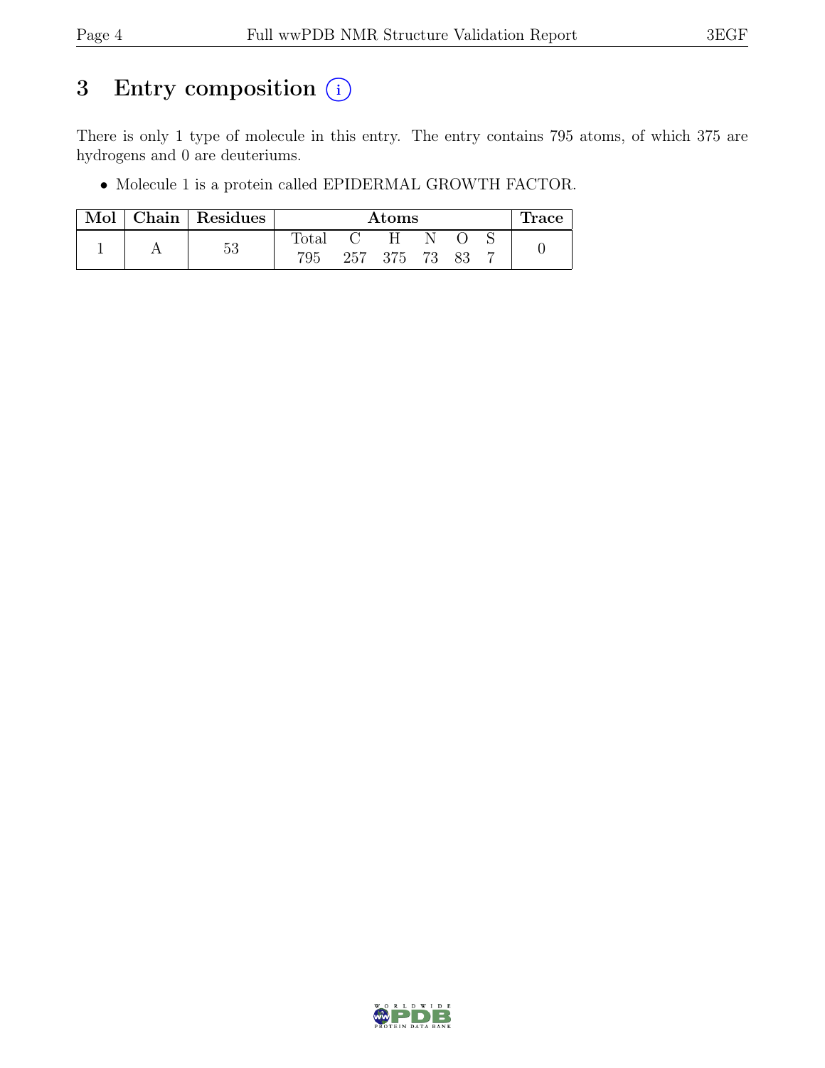# 3 Entry composition (i)

There is only 1 type of molecule in this entry. The entry contains 795 atoms, of which 375 are hydrogens and 0 are deuteriums.

- Molecule 1 is a protein called EPIDERMAL GROWTH FACTOR.

| Mol | Chain | Residues | Atoms | | | | | | Trace |
|---|---|---|---|---|---|---|---|---|---|
| | | | Total | C | H | N | O | S | |
| 1 | A | 53 | 795 | 257 | 375 | 73 | 83 | 7 | 0 |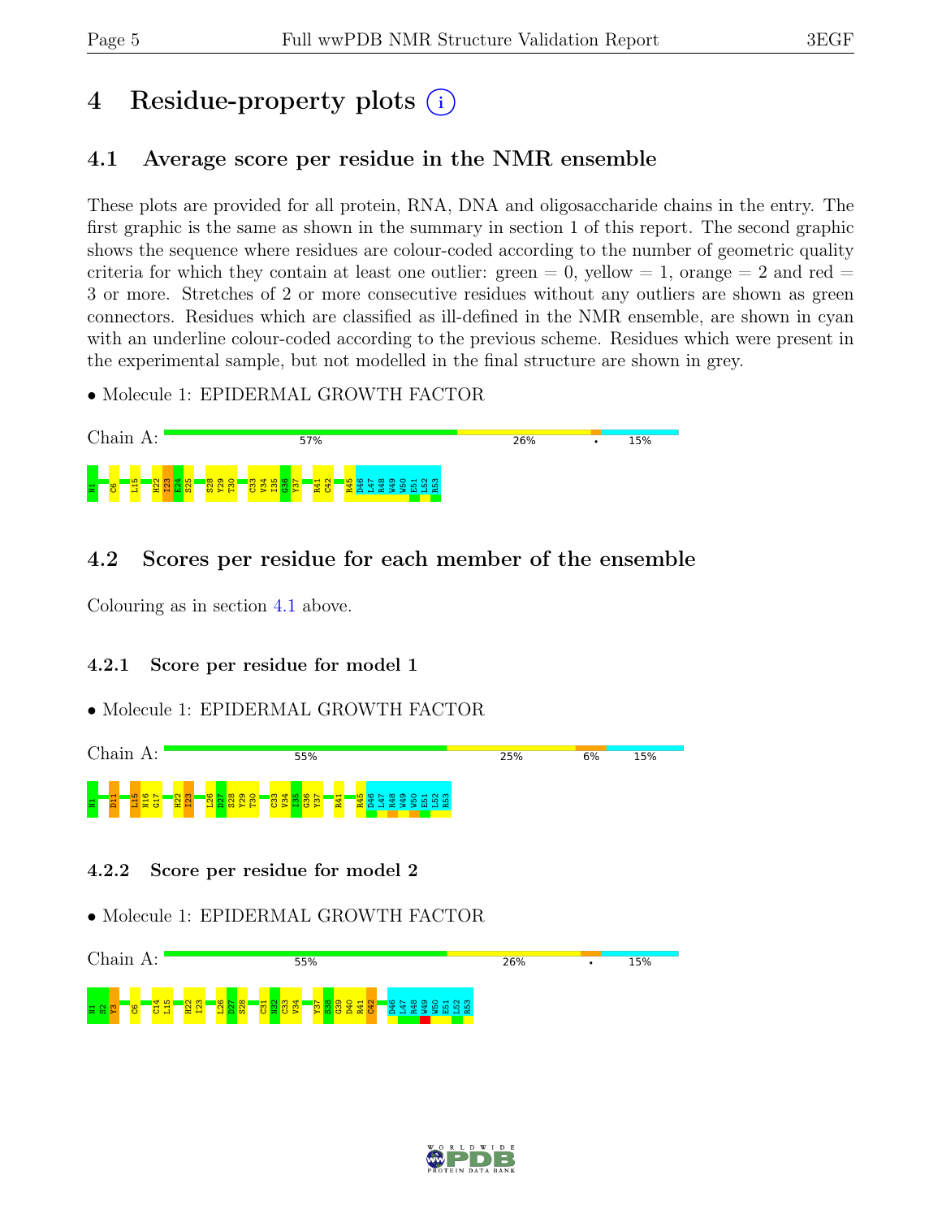# 4 Residue-property plots (i)

## 4.1 Average score per residue in the NMR ensemble

These plots are provided for all protein, RNA, DNA and oligosaccharide chains in the entry. The first graphic is the same as shown in the summary in section 1 of this report. The second graphic shows the sequence where residues are colour-coded according to the number of geometric quality criteria for which they contain at least one outlier: green = 0, yellow = 1, orange = 2 and red = 3 or more. Stretches of 2 or more consecutive residues without any outliers are shown as green connectors. Residues which are classified as ill-defined in the NMR ensemble, are shown in cyan with an underline colour-coded according to the previous scheme. Residues which were present in the experimental sample, but not modelled in the final structure are shown in grey.

- Molecule 1: EPIDERMAL GROWTH FACTOR

Chain A: 57% | 26% | • | 15%

N1 C6 L15 H22 I23 E24 S25 S28 Y29 T30 C33 V34 I35 G36 Y37 R41 C42 R45 D46 L47 R48 W49 W50 E51 L52 R53

## 4.2 Scores per residue for each member of the ensemble

Colouring as in section 4.1 above.

### 4.2.1 Score per residue for model 1

- Molecule 1: EPIDERMAL GROWTH FACTOR

Chain A: 55% | 25% | 6% | 15%

N1 D11 L15 N16 G17 H22 I23 L26 D27 S28 Y29 T30 C33 V34 I35 G36 Y37 R41 R45 D46 L47 R48 W49 W50 E51 L52 R53

### 4.2.2 Score per residue for model 2

- Molecule 1: EPIDERMAL GROWTH FACTOR

Chain A: 55% | 26% | • | 15%

N1 S2 Y3 C6 C14 L15 H22 I23 L26 D27 S28 C31 N32 C33 V34 Y37 S38 G39 D40 R41 C42 D46 L47 R48 W49 W50 E51 L52 R53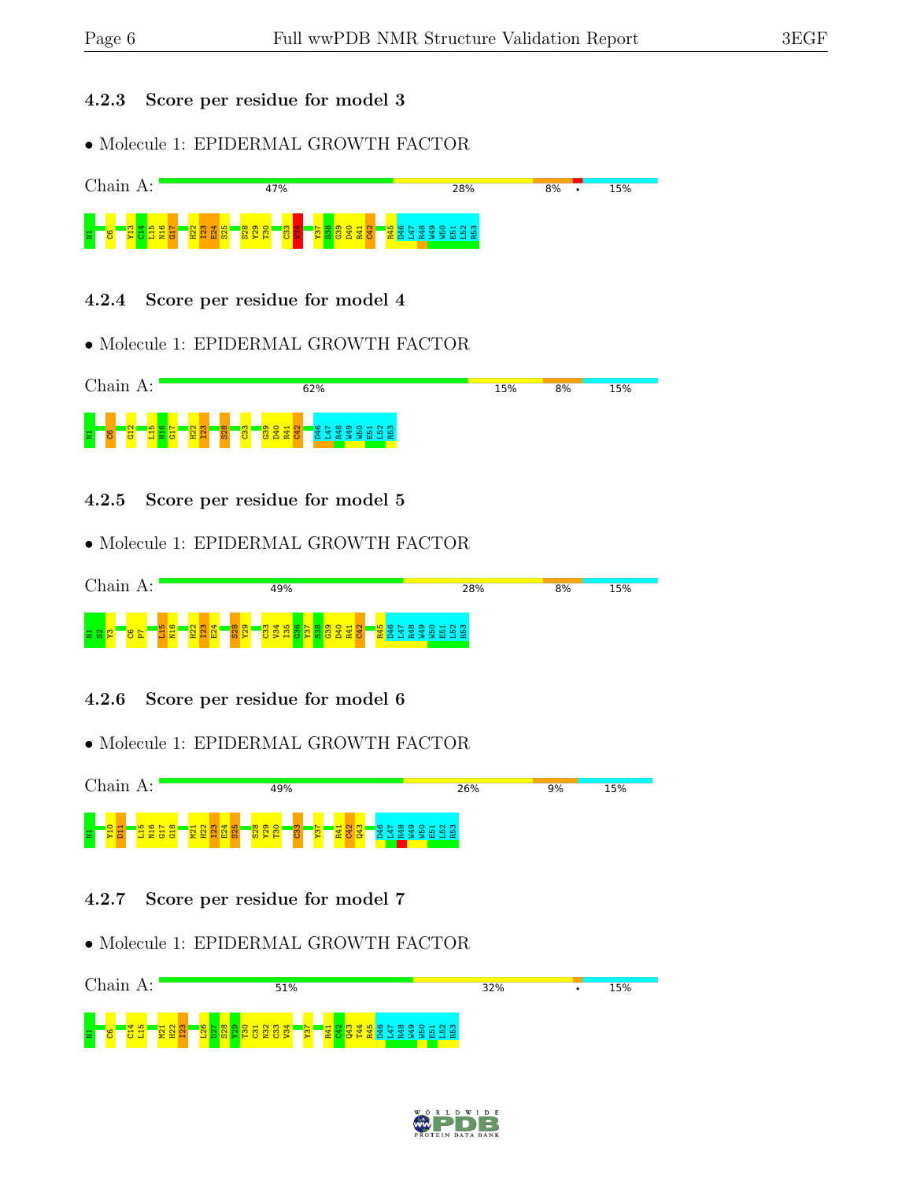### 4.2.3 Score per residue for model 3

- Molecule 1: EPIDERMAL GROWTH FACTOR

Chain A: 47% | 28% | 8% | • | 15%

N1 C6 Y13 C14 L15 N16 G17 H22 I23 E24 S25 S28 Y29 T30 C33 V34 Y37 S38 G39 D40 R41 C42 R45 D46 L47 R48 W49 W50 E51 L52 R53

### 4.2.4 Score per residue for model 4

- Molecule 1: EPIDERMAL GROWTH FACTOR

Chain A: 62% | 15% | 8% | 15%

N1 C6 G12 L15 N16 G17 H22 I23 S28 C33 G39 D40 R41 C42 D46 L47 R48 W49 W50 E51 L52 R53

### 4.2.5 Score per residue for model 5

- Molecule 1: EPIDERMAL GROWTH FACTOR

Chain A: 49% | 28% | 8% | 15%

N1 S2 I3 C6 P7 L15 N16 H22 I23 E24 S28 Y29 C33 V34 I35 G36 Y37 S38 G39 D40 R41 C42 R45 D46 L47 R48 W49 W50 E51 L52 R53

### 4.2.6 Score per residue for model 6

- Molecule 1: EPIDERMAL GROWTH FACTOR

Chain A: 49% | 26% | 9% | 15%

N1 Y10 D11 L15 N16 G17 G18 M21 H22 I23 E24 S25 S28 Y29 T30 C33 Y37 R41 C42 Q43 D46 L47 R48 W49 W50 E51 L52 R53

### 4.2.7 Score per residue for model 7

- Molecule 1: EPIDERMAL GROWTH FACTOR

Chain A: 51% | 32% | • | 15%

N1 C6 C14 L15 M21 H22 I23 L26 D27 S28 Y29 T30 C31 N32 C33 V34 Y37 R41 C42 Q43 T44 R45 D46 L47 R48 W49 W50 E51 L52 R53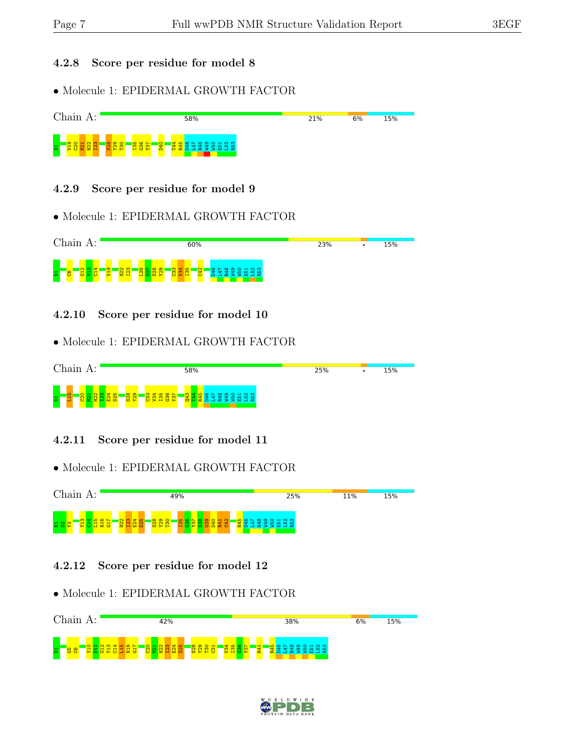### 4.2.8 Score per residue for model 8

• Molecule 1: EPIDERMAL GROWTH FACTOR

Chain A: 58% 21% 6% 15%

N1 V19 C20 M21 H22 I23 S28 Y29 T30 I35 G36 Y37 D40 T44 R45 D46 L47 R48 W49 W50 E51 L52 R53

### 4.2.9 Score per residue for model 9

• Molecule 1: EPIDERMAL GROWTH FACTOR

Chain A: 60% 23% • 15%

N1 C6 G12 Y13 C14 V19 H22 I23 L26 D27 S28 Y29 C33 V34 I35 C42 D46 L47 R48 W49 W50 E51 L52 R53

### 4.2.10 Score per residue for model 10

• Molecule 1: EPIDERMAL GROWTH FACTOR

Chain A: 58% 25% • 15%

N1 L15 C20 M21 H22 I23 E24 S25 S28 Y29 C33 V34 I35 G36 Y37 Q43 T44 R45 D46 L47 R48 W49 W50 E51 L52 R53

### 4.2.11 Score per residue for model 11

• Molecule 1: EPIDERMAL GROWTH FACTOR

Chain A: 49% 25% 11% 15%

N1 S2 Y3 Y13 C14 L15 N16 G17 H22 I23 E24 S25 S28 Y29 T30 I35 G36 Y37 S38 G39 D40 R41 C42 R45 D46 L47 R48 W49 W50 E51 L52 R53

### 4.2.12 Score per residue for model 12

• Molecule 1: EPIDERMAL GROWTH FACTOR

Chain A: 42% 38% 6% 15%

N1 G5 C6 Y10 D11 G12 Y13 C14 L15 N16 G17 C20 M21 H22 I23 E24 S25 S28 Y29 T30 C31 V34 I35 G36 Y37 R41 R45 D46 L47 R48 W49 W50 E51 L52 R53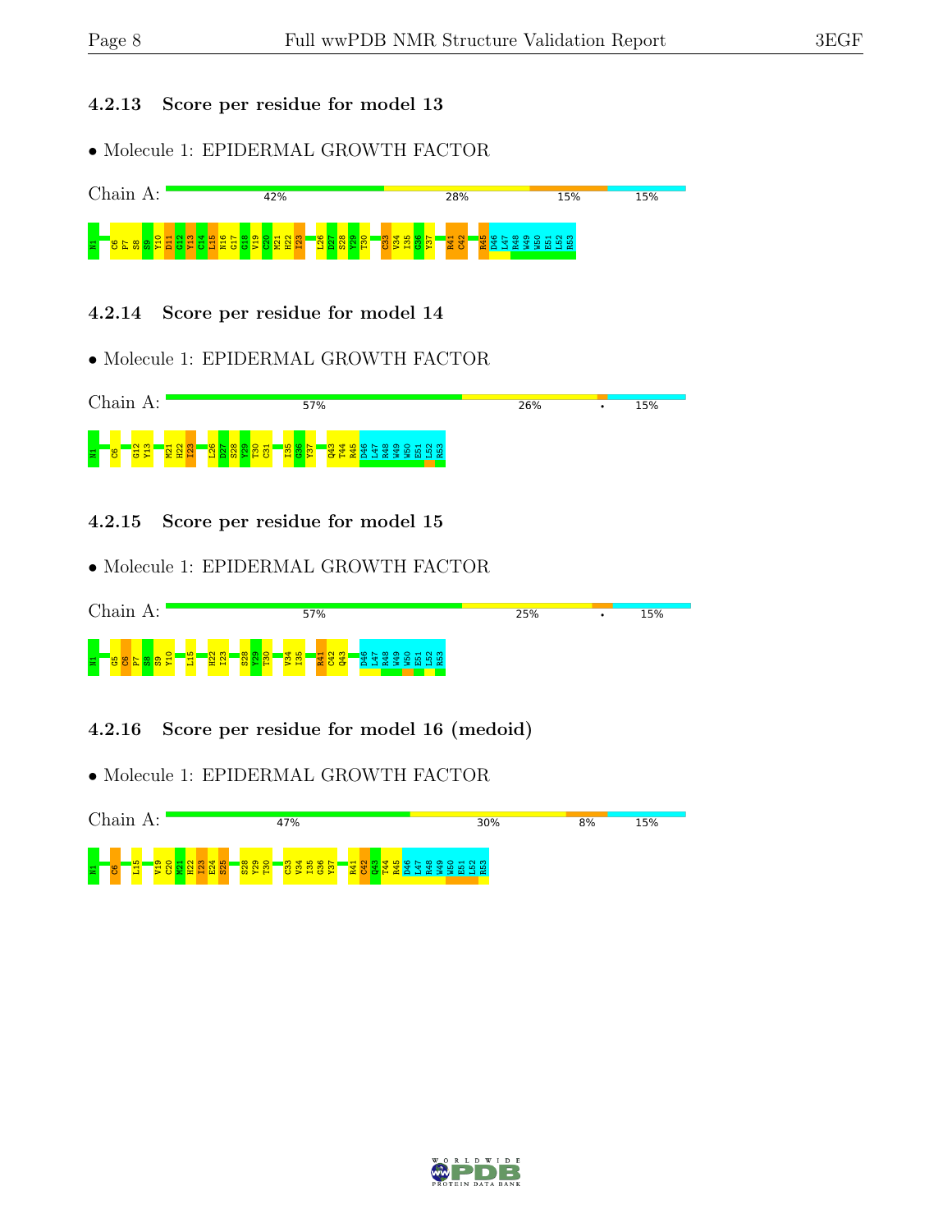### 4.2.13 Score per residue for model 13

- Molecule 1: EPIDERMAL GROWTH FACTOR

Chain A: 42% | 28% | 15% | 15%

N1 C6 P7 S8 S9 Y10 D11 G12 Y13 C14 L15 N16 G17 G18 V19 C20 M21 H22 I23 L26 D27 S28 Y29 T30 C33 V34 I35 G36 Y37 R41 C42 R45 D46 L47 R48 W49 W50 E51 L52 R53

### 4.2.14 Score per residue for model 14

- Molecule 1: EPIDERMAL GROWTH FACTOR

Chain A: 57% | 26% | • | 15%

N1 C6 G12 Y13 M21 H22 I23 L26 D27 S28 Y29 T30 C31 I35 G36 Y37 Q43 T44 R45 D46 L47 R48 W49 W50 E51 L52 R53

### 4.2.15 Score per residue for model 15

- Molecule 1: EPIDERMAL GROWTH FACTOR

Chain A: 57% | 25% | • | 15%

N1 C5 C6 P7 S8 S9 Y10 L15 H22 I23 S28 Y29 T30 V34 I35 R41 C42 Q43 D46 L47 R48 W49 W50 E51 L52 R53

### 4.2.16 Score per residue for model 16 (medoid)

- Molecule 1: EPIDERMAL GROWTH FACTOR

Chain A: 47% | 30% | 8% | 15%

N1 C6 L15 V19 C20 M21 H22 I23 E24 S25 S28 Y29 T30 C33 V34 I35 G36 Y37 R41 C42 Q43 T44 R45 D46 L47 R48 W49 W50 E51 L52 R53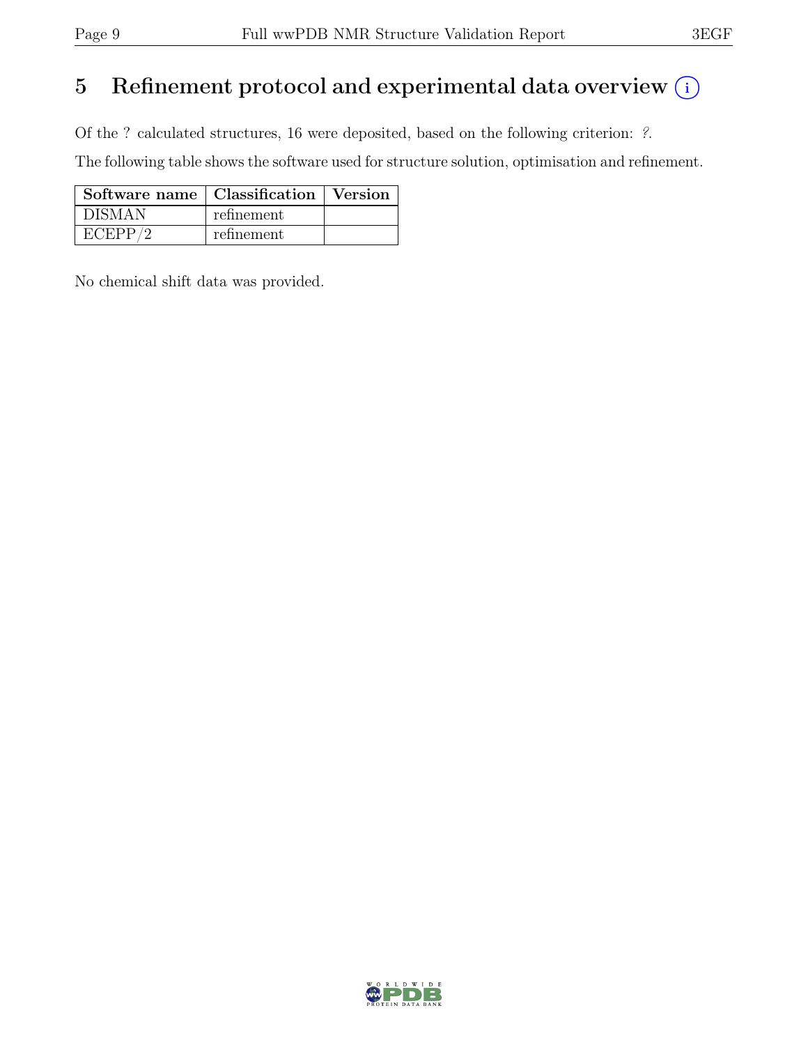# 5 Refinement protocol and experimental data overview

Of the ? calculated structures, 16 were deposited, based on the following criterion: *?*.

The following table shows the software used for structure solution, optimisation and refinement.

| Software name | Classification | Version |
|---|---|---|
| DISMAN | refinement | |
| ECEPP/2 | refinement | |

No chemical shift data was provided.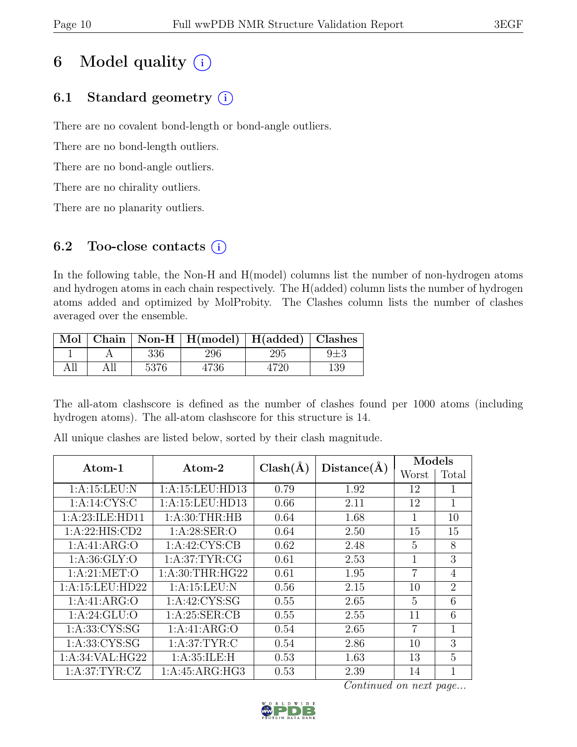# 6 Model quality (i)

## 6.1 Standard geometry (i)

There are no covalent bond-length or bond-angle outliers.

There are no bond-length outliers.

There are no bond-angle outliers.

There are no chirality outliers.

There are no planarity outliers.

## 6.2 Too-close contacts (i)

In the following table, the Non-H and H(model) columns list the number of non-hydrogen atoms and hydrogen atoms in each chain respectively. The H(added) column lists the number of hydrogen atoms added and optimized by MolProbity. The Clashes column lists the number of clashes averaged over the ensemble.

| Mol | Chain | Non-H | H(model) | H(added) | Clashes |
|---|---|---|---|---|---|
| 1 | A | 336 | 296 | 295 | 9±3 |
| All | All | 5376 | 4736 | 4720 | 139 |

The all-atom clashscore is defined as the number of clashes found per 1000 atoms (including hydrogen atoms). The all-atom clashscore for this structure is 14.

All unique clashes are listed below, sorted by their clash magnitude.

| Atom-1 | Atom-2 | Clash(Å) | Distance(Å) | Models | |
|---|---|---|---|---|---|
| | | | | Worst | Total |
| 1:A:15:LEU:N | 1:A:15:LEU:HD13 | 0.79 | 1.92 | 12 | 1 |
| 1:A:14:CYS:C | 1:A:15:LEU:HD13 | 0.66 | 2.11 | 12 | 1 |
| 1:A:23:ILE:HD11 | 1:A:30:THR:HB | 0.64 | 1.68 | 1 | 10 |
| 1:A:22:HIS:CD2 | 1:A:28:SER:O | 0.64 | 2.50 | 15 | 15 |
| 1:A:41:ARG:O | 1:A:42:CYS:CB | 0.62 | 2.48 | 5 | 8 |
| 1:A:36:GLY:O | 1:A:37:TYR:CG | 0.61 | 2.53 | 1 | 3 |
| 1:A:21:MET:O | 1:A:30:THR:HG22 | 0.61 | 1.95 | 7 | 4 |
| 1:A:15:LEU:HD22 | 1:A:15:LEU:N | 0.56 | 2.15 | 10 | 2 |
| 1:A:41:ARG:O | 1:A:42:CYS:SG | 0.55 | 2.65 | 5 | 6 |
| 1:A:24:GLU:O | 1:A:25:SER:CB | 0.55 | 2.55 | 11 | 6 |
| 1:A:33:CYS:SG | 1:A:41:ARG:O | 0.54 | 2.65 | 7 | 1 |
| 1:A:33:CYS:SG | 1:A:37:TYR:C | 0.54 | 2.86 | 10 | 3 |
| 1:A:34:VAL:HG22 | 1:A:35:ILE:H | 0.53 | 1.63 | 13 | 5 |
| 1:A:37:TYR:CZ | 1:A:45:ARG:HG3 | 0.53 | 2.39 | 14 | 1 |

*Continued on next page...*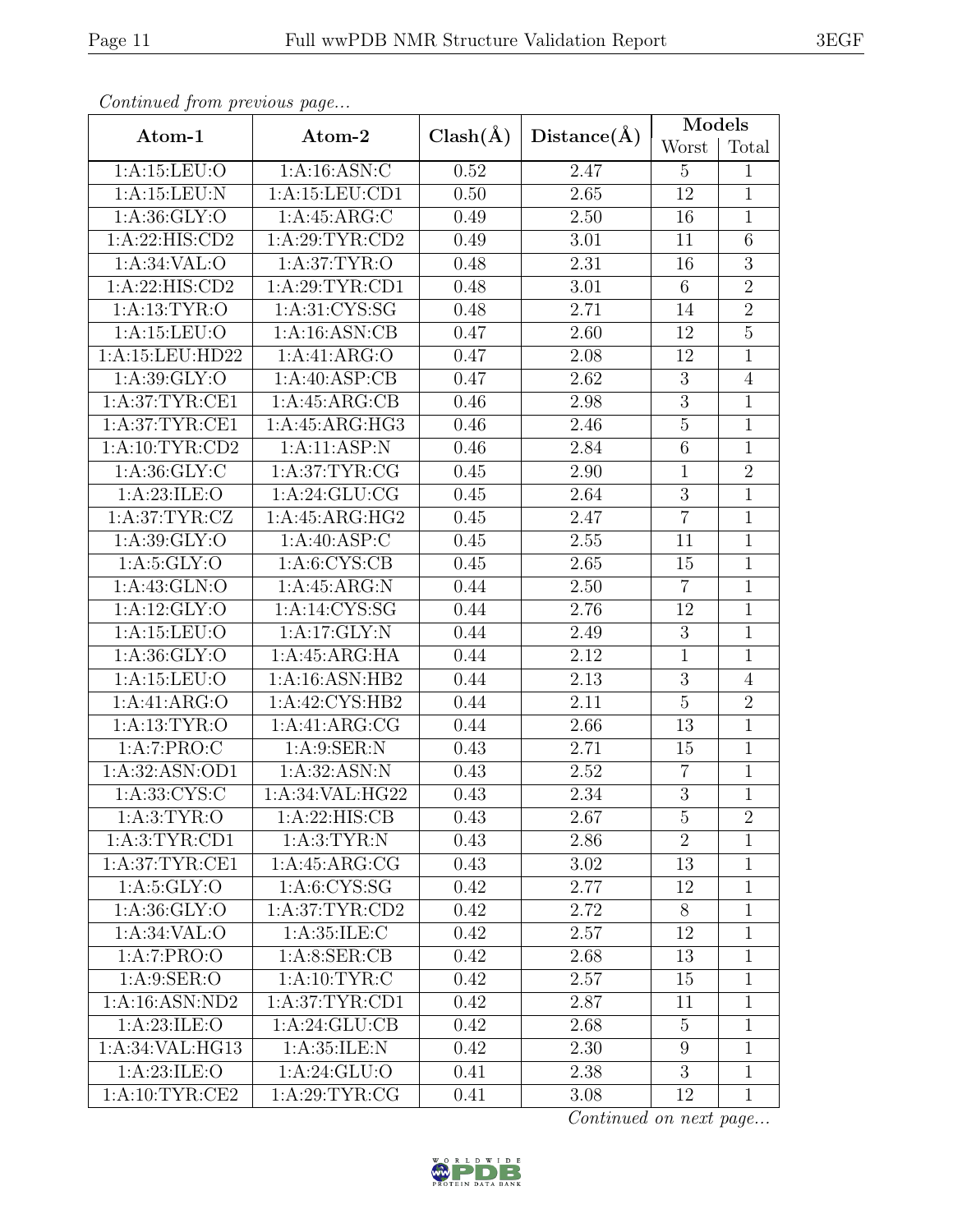*Continued from previous page...*

| Atom-1 | Atom-2 | Clash(Å) | Distance(Å) | Models | |
|---|---|---|---|---|---|
| | | | | Worst | Total |
| 1:A:15:LEU:O | 1:A:16:ASN:C | 0.52 | 2.47 | 5 | 1 |
| 1:A:15:LEU:N | 1:A:15:LEU:CD1 | 0.50 | 2.65 | 12 | 1 |
| 1:A:36:GLY:O | 1:A:45:ARG:C | 0.49 | 2.50 | 16 | 1 |
| 1:A:22:HIS:CD2 | 1:A:29:TYR:CD2 | 0.49 | 3.01 | 11 | 6 |
| 1:A:34:VAL:O | 1:A:37:TYR:O | 0.48 | 2.31 | 16 | 3 |
| 1:A:22:HIS:CD2 | 1:A:29:TYR:CD1 | 0.48 | 3.01 | 6 | 2 |
| 1:A:13:TYR:O | 1:A:31:CYS:SG | 0.48 | 2.71 | 14 | 2 |
| 1:A:15:LEU:O | 1:A:16:ASN:CB | 0.47 | 2.60 | 12 | 5 |
| 1:A:15:LEU:HD22 | 1:A:41:ARG:O | 0.47 | 2.08 | 12 | 1 |
| 1:A:39:GLY:O | 1:A:40:ASP:CB | 0.47 | 2.62 | 3 | 4 |
| 1:A:37:TYR:CE1 | 1:A:45:ARG:CB | 0.46 | 2.98 | 3 | 1 |
| 1:A:37:TYR:CE1 | 1:A:45:ARG:HG3 | 0.46 | 2.46 | 5 | 1 |
| 1:A:10:TYR:CD2 | 1:A:11:ASP:N | 0.46 | 2.84 | 6 | 1 |
| 1:A:36:GLY:C | 1:A:37:TYR:CG | 0.45 | 2.90 | 1 | 2 |
| 1:A:23:ILE:O | 1:A:24:GLU:CG | 0.45 | 2.64 | 3 | 1 |
| 1:A:37:TYR:CZ | 1:A:45:ARG:HG2 | 0.45 | 2.47 | 7 | 1 |
| 1:A:39:GLY:O | 1:A:40:ASP:C | 0.45 | 2.55 | 11 | 1 |
| 1:A:5:GLY:O | 1:A:6:CYS:CB | 0.45 | 2.65 | 15 | 1 |
| 1:A:43:GLN:O | 1:A:45:ARG:N | 0.44 | 2.50 | 7 | 1 |
| 1:A:12:GLY:O | 1:A:14:CYS:SG | 0.44 | 2.76 | 12 | 1 |
| 1:A:15:LEU:O | 1:A:17:GLY:N | 0.44 | 2.49 | 3 | 1 |
| 1:A:36:GLY:O | 1:A:45:ARG:HA | 0.44 | 2.12 | 1 | 1 |
| 1:A:15:LEU:O | 1:A:16:ASN:HB2 | 0.44 | 2.13 | 3 | 4 |
| 1:A:41:ARG:O | 1:A:42:CYS:HB2 | 0.44 | 2.11 | 5 | 2 |
| 1:A:13:TYR:O | 1:A:41:ARG:CG | 0.44 | 2.66 | 13 | 1 |
| 1:A:7:PRO:C | 1:A:9:SER:N | 0.43 | 2.71 | 15 | 1 |
| 1:A:32:ASN:OD1 | 1:A:32:ASN:N | 0.43 | 2.52 | 7 | 1 |
| 1:A:33:CYS:C | 1:A:34:VAL:HG22 | 0.43 | 2.34 | 3 | 1 |
| 1:A:3:TYR:O | 1:A:22:HIS:CB | 0.43 | 2.67 | 5 | 2 |
| 1:A:3:TYR:CD1 | 1:A:3:TYR:N | 0.43 | 2.86 | 2 | 1 |
| 1:A:37:TYR:CE1 | 1:A:45:ARG:CG | 0.43 | 3.02 | 13 | 1 |
| 1:A:5:GLY:O | 1:A:6:CYS:SG | 0.42 | 2.77 | 12 | 1 |
| 1:A:36:GLY:O | 1:A:37:TYR:CD2 | 0.42 | 2.72 | 8 | 1 |
| 1:A:34:VAL:O | 1:A:35:ILE:C | 0.42 | 2.57 | 12 | 1 |
| 1:A:7:PRO:O | 1:A:8:SER:CB | 0.42 | 2.68 | 13 | 1 |
| 1:A:9:SER:O | 1:A:10:TYR:C | 0.42 | 2.57 | 15 | 1 |
| 1:A:16:ASN:ND2 | 1:A:37:TYR:CD1 | 0.42 | 2.87 | 11 | 1 |
| 1:A:23:ILE:O | 1:A:24:GLU:CB | 0.42 | 2.68 | 5 | 1 |
| 1:A:34:VAL:HG13 | 1:A:35:ILE:N | 0.42 | 2.30 | 9 | 1 |
| 1:A:23:ILE:O | 1:A:24:GLU:O | 0.41 | 2.38 | 3 | 1 |
| 1:A:10:TYR:CE2 | 1:A:29:TYR:CG | 0.41 | 3.08 | 12 | 1 |

*Continued on next page...*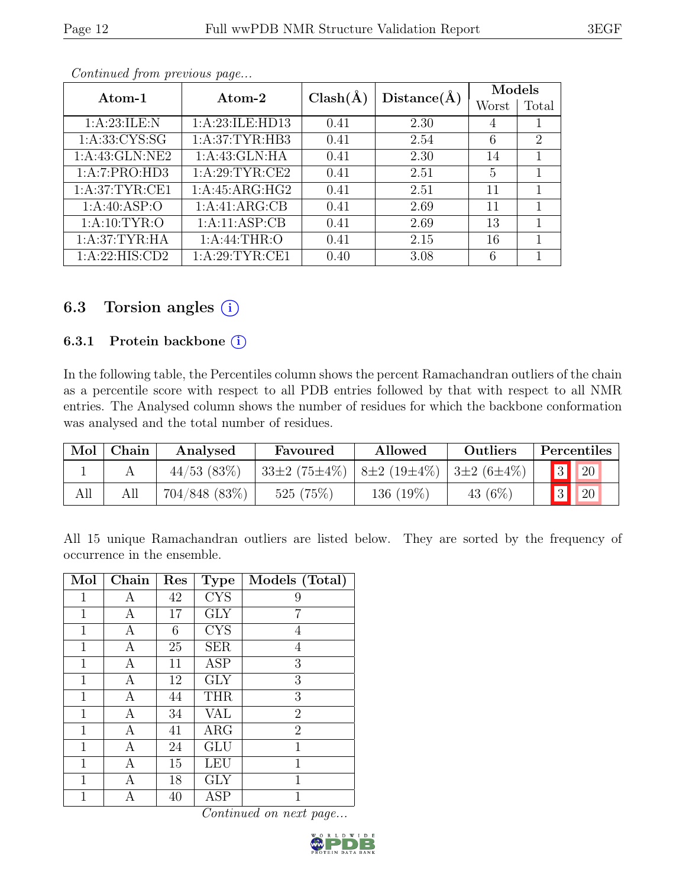*Continued from previous page...*

| Atom-1 | Atom-2 | Clash(Å) | Distance(Å) | Models | |
|---|---|---|---|---|---|
| | | | | Worst | Total |
| 1:A:23:ILE:N | 1:A:23:ILE:HD13 | 0.41 | 2.30 | 4 | 1 |
| 1:A:33:CYS:SG | 1:A:37:TYR:HB3 | 0.41 | 2.54 | 6 | 2 |
| 1:A:43:GLN:NE2 | 1:A:43:GLN:HA | 0.41 | 2.30 | 14 | 1 |
| 1:A:7:PRO:HD3 | 1:A:29:TYR:CE2 | 0.41 | 2.51 | 5 | 1 |
| 1:A:37:TYR:CE1 | 1:A:45:ARG:HG2 | 0.41 | 2.51 | 11 | 1 |
| 1:A:40:ASP:O | 1:A:41:ARG:CB | 0.41 | 2.69 | 11 | 1 |
| 1:A:10:TYR:O | 1:A:11:ASP:CB | 0.41 | 2.69 | 13 | 1 |
| 1:A:37:TYR:HA | 1:A:44:THR:O | 0.41 | 2.15 | 16 | 1 |
| 1:A:22:HIS:CD2 | 1:A:29:TYR:CE1 | 0.40 | 3.08 | 6 | 1 |

## 6.3 Torsion angles

### 6.3.1 Protein backbone

In the following table, the Percentiles column shows the percent Ramachandran outliers of the chain as a percentile score with respect to all PDB entries followed by that with respect to all NMR entries. The Analysed column shows the number of residues for which the backbone conformation was analysed and the total number of residues.

| Mol | Chain | Analysed | Favoured | Allowed | Outliers | Percentiles | |
|---|---|---|---|---|---|---|---|
| 1 | A | 44/53 (83%) | 33±2 (75±4%) | 8±2 (19±4%) | 3±2 (6±4%) | 3 | 20 |
| All | All | 704/848 (83%) | 525 (75%) | 136 (19%) | 43 (6%) | 3 | 20 |

All 15 unique Ramachandran outliers are listed below. They are sorted by the frequency of occurrence in the ensemble.

| Mol | Chain | Res | Type | Models (Total) |
|---|---|---|---|---|
| 1 | A | 42 | CYS | 9 |
| 1 | A | 17 | GLY | 7 |
| 1 | A | 6 | CYS | 4 |
| 1 | A | 25 | SER | 4 |
| 1 | A | 11 | ASP | 3 |
| 1 | A | 12 | GLY | 3 |
| 1 | A | 44 | THR | 3 |
| 1 | A | 34 | VAL | 2 |
| 1 | A | 41 | ARG | 2 |
| 1 | A | 24 | GLU | 1 |
| 1 | A | 15 | LEU | 1 |
| 1 | A | 18 | GLY | 1 |
| 1 | A | 40 | ASP | 1 |

*Continued on next page...*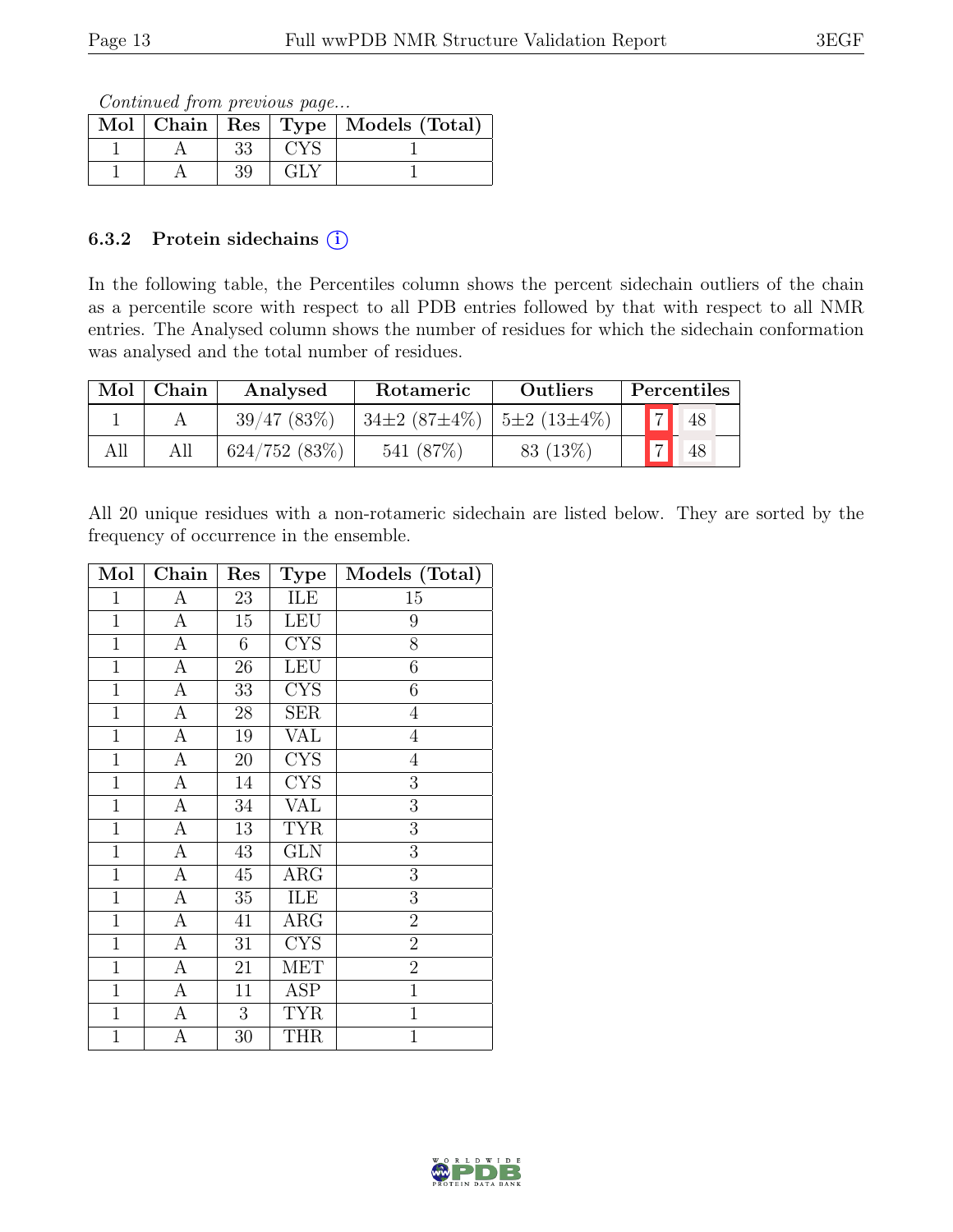*Continued from previous page...*

| Mol | Chain | Res | Type | Models (Total) |
|---|---|---|---|---|
| 1 | A | 33 | CYS | 1 |
| 1 | A | 39 | GLY | 1 |

### 6.3.2 Protein sidechains (i)

In the following table, the Percentiles column shows the percent sidechain outliers of the chain as a percentile score with respect to all PDB entries followed by that with respect to all NMR entries. The Analysed column shows the number of residues for which the sidechain conformation was analysed and the total number of residues.

| Mol | Chain | Analysed | Rotameric | Outliers | Percentiles | |
|---|---|---|---|---|---|---|
| 1 | A | 39/47 (83%) | 34±2 (87±4%) | 5±2 (13±4%) | 7 | 48 |
| All | All | 624/752 (83%) | 541 (87%) | 83 (13%) | 7 | 48 |

All 20 unique residues with a non-rotameric sidechain are listed below. They are sorted by the frequency of occurrence in the ensemble.

| Mol | Chain | Res | Type | Models (Total) |
|---|---|---|---|---|
| 1 | A | 23 | ILE | 15 |
| 1 | A | 15 | LEU | 9 |
| 1 | A | 6 | CYS | 8 |
| 1 | A | 26 | LEU | 6 |
| 1 | A | 33 | CYS | 6 |
| 1 | A | 28 | SER | 4 |
| 1 | A | 19 | VAL | 4 |
| 1 | A | 20 | CYS | 4 |
| 1 | A | 14 | CYS | 3 |
| 1 | A | 34 | VAL | 3 |
| 1 | A | 13 | TYR | 3 |
| 1 | A | 43 | GLN | 3 |
| 1 | A | 45 | ARG | 3 |
| 1 | A | 35 | ILE | 3 |
| 1 | A | 41 | ARG | 2 |
| 1 | A | 31 | CYS | 2 |
| 1 | A | 21 | MET | 2 |
| 1 | A | 11 | ASP | 1 |
| 1 | A | 3 | TYR | 1 |
| 1 | A | 30 | THR | 1 |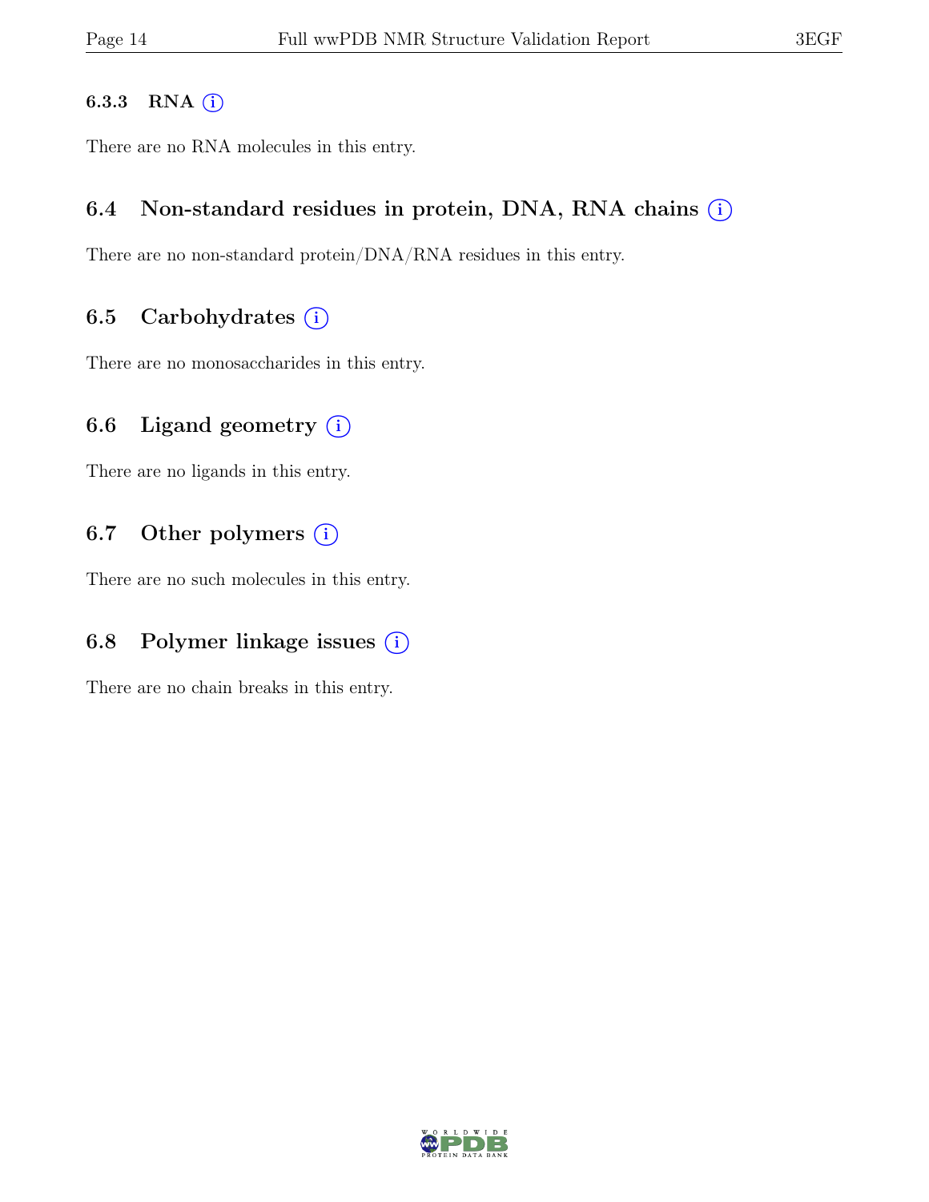#### 6.3.3 RNA

There are no RNA molecules in this entry.

### 6.4 Non-standard residues in protein, DNA, RNA chains

There are no non-standard protein/DNA/RNA residues in this entry.

### 6.5 Carbohydrates

There are no monosaccharides in this entry.

### 6.6 Ligand geometry

There are no ligands in this entry.

### 6.7 Other polymers

There are no such molecules in this entry.

### 6.8 Polymer linkage issues

There are no chain breaks in this entry.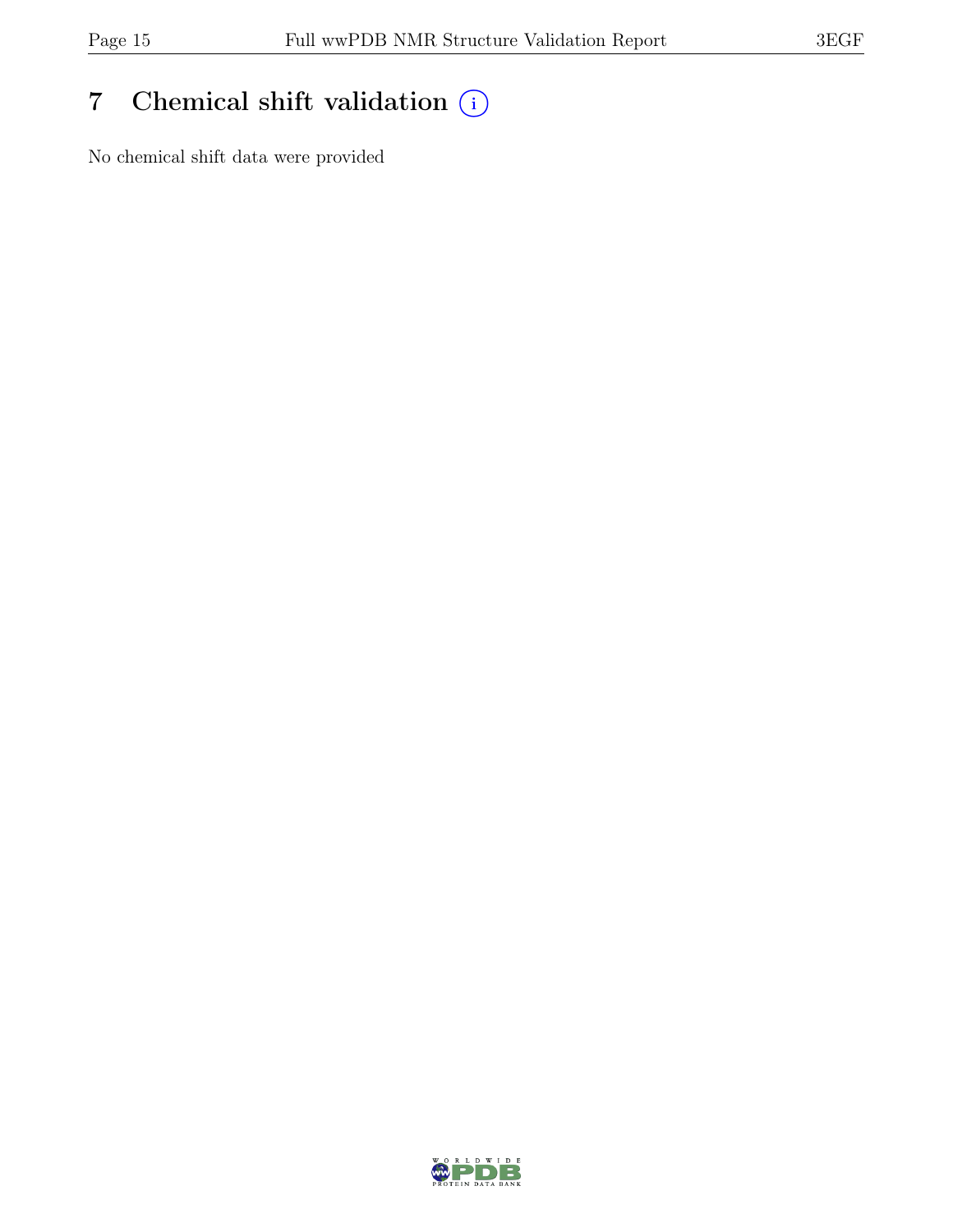# 7 Chemical shift validation

No chemical shift data were provided